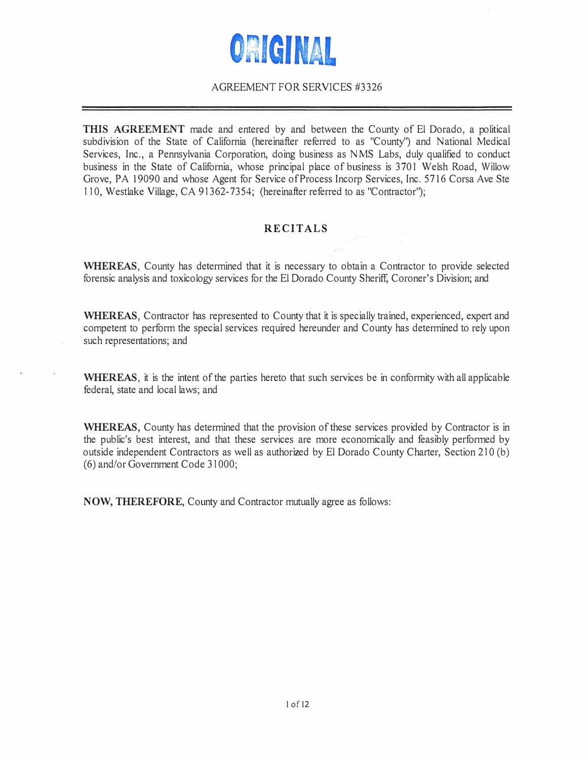# ORIGINAL

AGREEMENT FOR SERVICES #3326

---

**THIS AGREEMENT** made and entered by and between the County of El Dorado, a political subdivision of the State of California (hereinafter referred to as "County") and National Medical Services, Inc., a Pennsylvania Corporation, doing business as NMS Labs, duly qualified to conduct business in the State of California, whose principal place of business is 3701 Welsh Road, Willow Grove, PA 19090 and whose Agent for Service of Process Incorp Services, Inc. 5716 Corsa Ave Ste 110, Westlake Village, CA 91362-7354; (hereinafter referred to as "Contractor");

## RECITALS

**WHEREAS**, County has determined that it is necessary to obtain a Contractor to provide selected forensic analysis and toxicology services for the El Dorado County Sheriff, Coroner's Division; and

**WHEREAS**, Contractor has represented to County that it is specially trained, experienced, expert and competent to perform the special services required hereunder and County has determined to rely upon such representations; and

**WHEREAS**, it is the intent of the parties hereto that such services be in conformity with all applicable federal, state and local laws; and

**WHEREAS**, County has determined that the provision of these services provided by Contractor is in the public's best interest, and that these services are more economically and feasibly performed by outside independent Contractors as well as authorized by El Dorado County Charter, Section 210 (b) (6) and/or Government Code 31000;

**NOW, THEREFORE**, County and Contractor mutually agree as follows: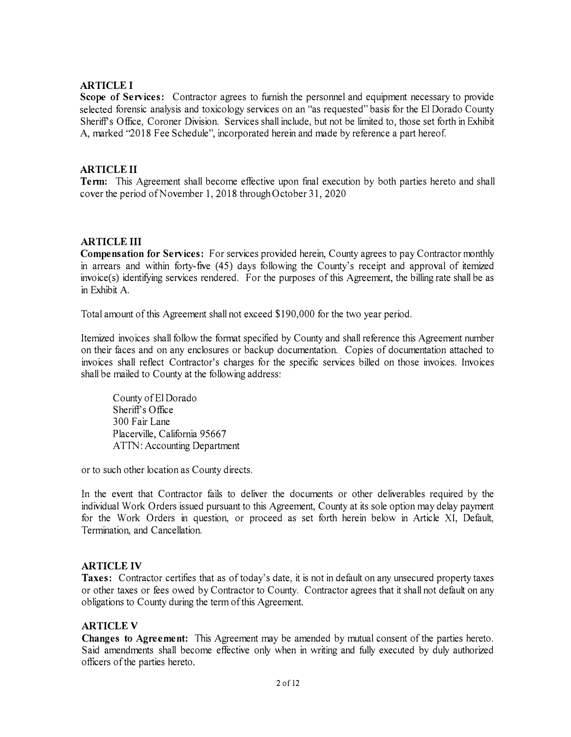**ARTICLE I**
**Scope of Services:** Contractor agrees to furnish the personnel and equipment necessary to provide selected forensic analysis and toxicology services on an "as requested" basis for the El Dorado County Sheriff's Office, Coroner Division. Services shall include, but not be limited to, those set forth in Exhibit A, marked "2018 Fee Schedule", incorporated herein and made by reference a part hereof.

**ARTICLE II**
**Term:** This Agreement shall become effective upon final execution by both parties hereto and shall cover the period of November 1, 2018 through October 31, 2020

**ARTICLE III**
**Compensation for Services:** For services provided herein, County agrees to pay Contractor monthly in arrears and within forty-five (45) days following the County's receipt and approval of itemized invoice(s) identifying services rendered. For the purposes of this Agreement, the billing rate shall be as in Exhibit A.

Total amount of this Agreement shall not exceed $190,000 for the two year period.

Itemized invoices shall follow the format specified by County and shall reference this Agreement number on their faces and on any enclosures or backup documentation. Copies of documentation attached to invoices shall reflect Contractor's charges for the specific services billed on those invoices. Invoices shall be mailed to County at the following address:

County of El Dorado
Sheriff's Office
300 Fair Lane
Placerville, California 95667
ATTN: Accounting Department

or to such other location as County directs.

In the event that Contractor fails to deliver the documents or other deliverables required by the individual Work Orders issued pursuant to this Agreement, County at its sole option may delay payment for the Work Orders in question, or proceed as set forth herein below in Article XI, Default, Termination, and Cancellation.

**ARTICLE IV**
**Taxes:** Contractor certifies that as of today's date, it is not in default on any unsecured property taxes or other taxes or fees owed by Contractor to County. Contractor agrees that it shall not default on any obligations to County during the term of this Agreement.

**ARTICLE V**
**Changes to Agreement:** This Agreement may be amended by mutual consent of the parties hereto. Said amendments shall become effective only when in writing and fully executed by duly authorized officers of the parties hereto.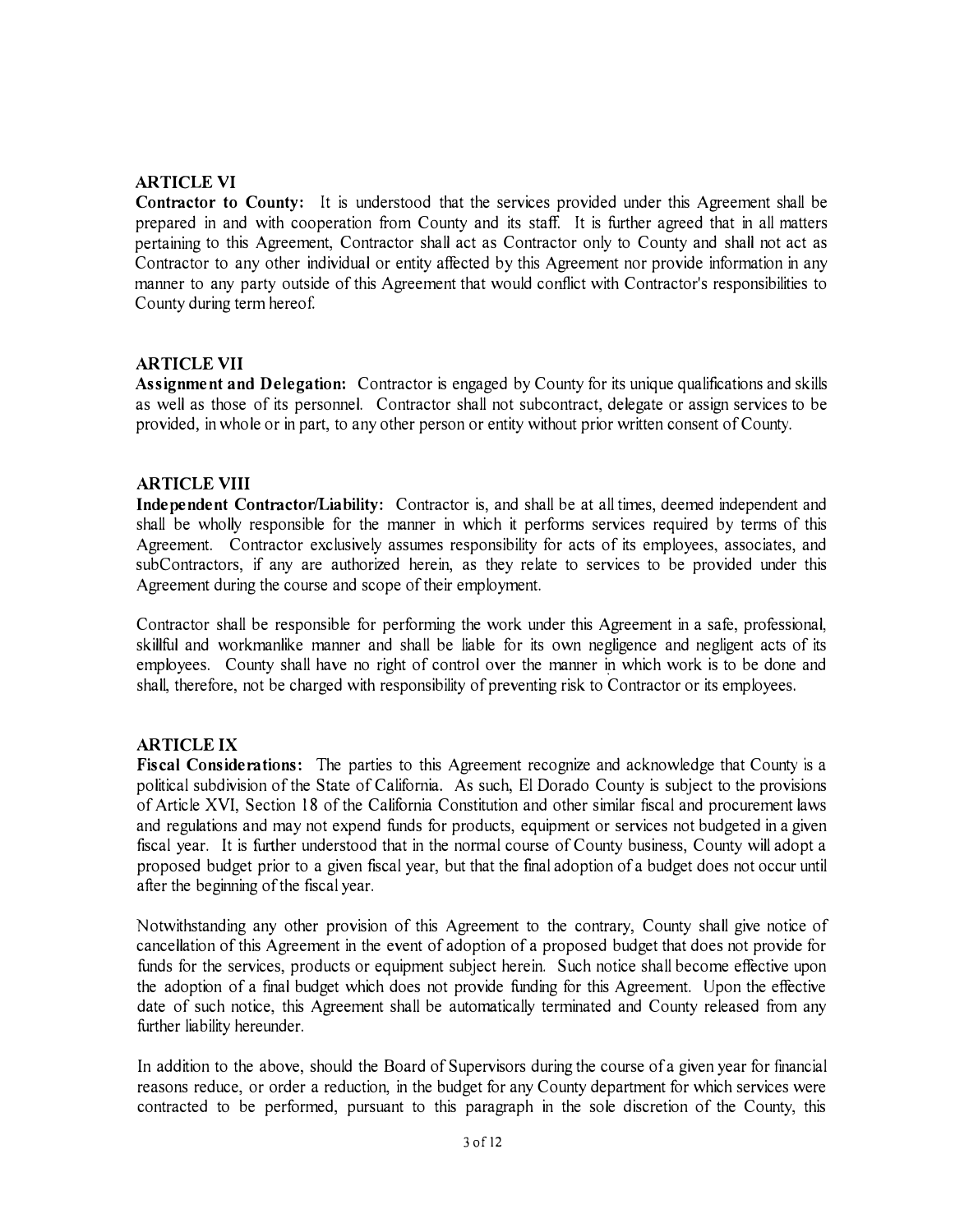### ARTICLE VI

**Contractor to County:** It is understood that the services provided under this Agreement shall be prepared in and with cooperation from County and its staff. It is further agreed that in all matters pertaining to this Agreement, Contractor shall act as Contractor only to County and shall not act as Contractor to any other individual or entity affected by this Agreement nor provide information in any manner to any party outside of this Agreement that would conflict with Contractor's responsibilities to County during term hereof.

### ARTICLE VII

**Assignment and Delegation:** Contractor is engaged by County for its unique qualifications and skills as well as those of its personnel. Contractor shall not subcontract, delegate or assign services to be provided, in whole or in part, to any other person or entity without prior written consent of County.

### ARTICLE VIII

**Independent Contractor/Liability:** Contractor is, and shall be at all times, deemed independent and shall be wholly responsible for the manner in which it performs services required by terms of this Agreement. Contractor exclusively assumes responsibility for acts of its employees, associates, and subContractors, if any are authorized herein, as they relate to services to be provided under this Agreement during the course and scope of their employment.

Contractor shall be responsible for performing the work under this Agreement in a safe, professional, skillful and workmanlike manner and shall be liable for its own negligence and negligent acts of its employees. County shall have no right of control over the manner in which work is to be done and shall, therefore, not be charged with responsibility of preventing risk to Contractor or its employees.

### ARTICLE IX

**Fiscal Considerations:** The parties to this Agreement recognize and acknowledge that County is a political subdivision of the State of California. As such, El Dorado County is subject to the provisions of Article XVI, Section 18 of the California Constitution and other similar fiscal and procurement laws and regulations and may not expend funds for products, equipment or services not budgeted in a given fiscal year. It is further understood that in the normal course of County business, County will adopt a proposed budget prior to a given fiscal year, but that the final adoption of a budget does not occur until after the beginning of the fiscal year.

Notwithstanding any other provision of this Agreement to the contrary, County shall give notice of cancellation of this Agreement in the event of adoption of a proposed budget that does not provide for funds for the services, products or equipment subject herein. Such notice shall become effective upon the adoption of a final budget which does not provide funding for this Agreement. Upon the effective date of such notice, this Agreement shall be automatically terminated and County released from any further liability hereunder.

In addition to the above, should the Board of Supervisors during the course of a given year for financial reasons reduce, or order a reduction, in the budget for any County department for which services were contracted to be performed, pursuant to this paragraph in the sole discretion of the County, this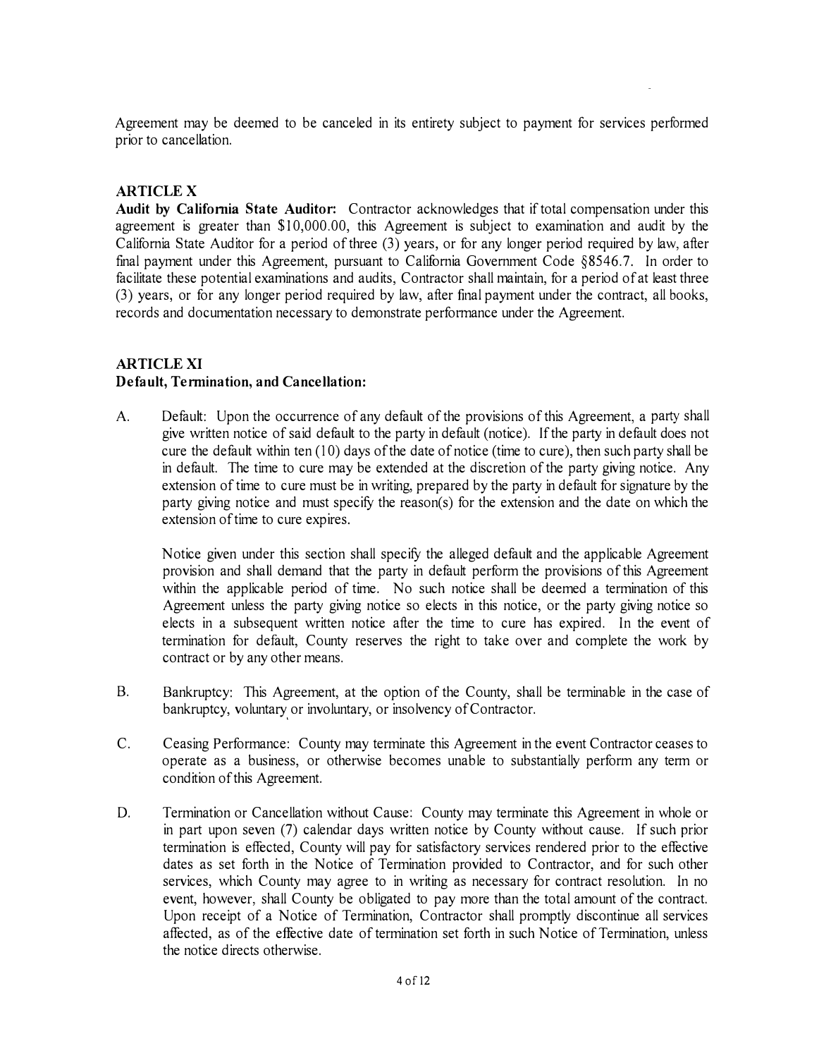Agreement may be deemed to be canceled in its entirety subject to payment for services performed prior to cancellation.

### ARTICLE X

**Audit by California State Auditor:** Contractor acknowledges that if total compensation under this agreement is greater than $10,000.00, this Agreement is subject to examination and audit by the California State Auditor for a period of three (3) years, or for any longer period required by law, after final payment under this Agreement, pursuant to California Government Code §8546.7. In order to facilitate these potential examinations and audits, Contractor shall maintain, for a period of at least three (3) years, or for any longer period required by law, after final payment under the contract, all books, records and documentation necessary to demonstrate performance under the Agreement.

### ARTICLE XI

**Default, Termination, and Cancellation:**

A. Default: Upon the occurrence of any default of the provisions of this Agreement, a party shall give written notice of said default to the party in default (notice). If the party in default does not cure the default within ten (10) days of the date of notice (time to cure), then such party shall be in default. The time to cure may be extended at the discretion of the party giving notice. Any extension of time to cure must be in writing, prepared by the party in default for signature by the party giving notice and must specify the reason(s) for the extension and the date on which the extension of time to cure expires.

   Notice given under this section shall specify the alleged default and the applicable Agreement provision and shall demand that the party in default perform the provisions of this Agreement within the applicable period of time. No such notice shall be deemed a termination of this Agreement unless the party giving notice so elects in this notice, or the party giving notice so elects in a subsequent written notice after the time to cure has expired. In the event of termination for default, County reserves the right to take over and complete the work by contract or by any other means.

B. Bankruptcy: This Agreement, at the option of the County, shall be terminable in the case of bankruptcy, voluntary or involuntary, or insolvency of Contractor.

C. Ceasing Performance: County may terminate this Agreement in the event Contractor ceases to operate as a business, or otherwise becomes unable to substantially perform any term or condition of this Agreement.

D. Termination or Cancellation without Cause: County may terminate this Agreement in whole or in part upon seven (7) calendar days written notice by County without cause. If such prior termination is effected, County will pay for satisfactory services rendered prior to the effective dates as set forth in the Notice of Termination provided to Contractor, and for such other services, which County may agree to in writing as necessary for contract resolution. In no event, however, shall County be obligated to pay more than the total amount of the contract. Upon receipt of a Notice of Termination, Contractor shall promptly discontinue all services affected, as of the effective date of termination set forth in such Notice of Termination, unless the notice directs otherwise.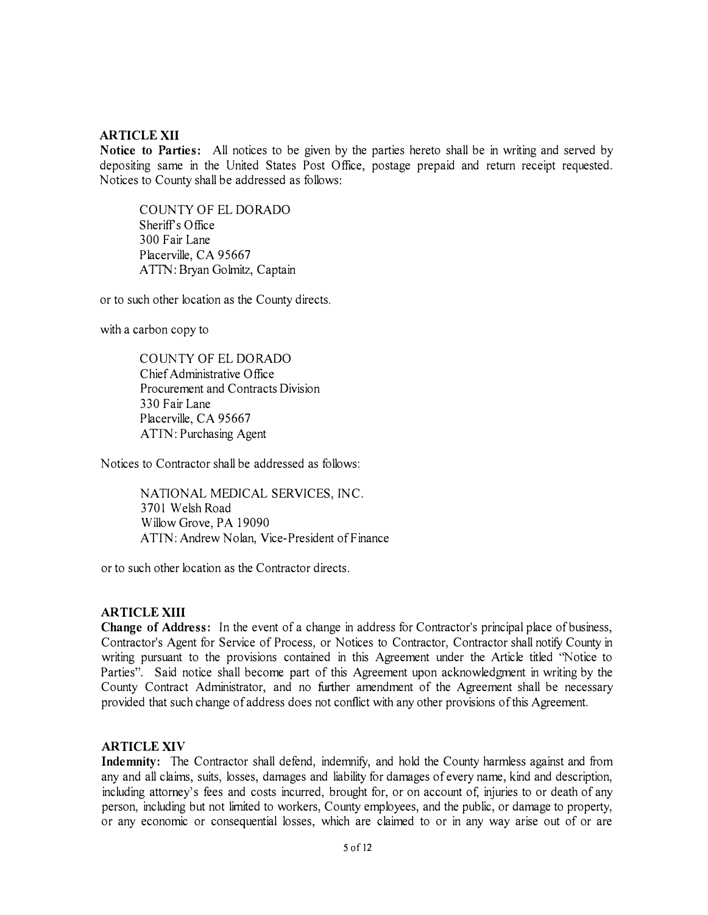**ARTICLE XII**

**Notice to Parties:** All notices to be given by the parties hereto shall be in writing and served by depositing same in the United States Post Office, postage prepaid and return receipt requested. Notices to County shall be addressed as follows:

> COUNTY OF EL DORADO
> Sheriff's Office
> 300 Fair Lane
> Placerville, CA 95667
> ATTN: Bryan Golmitz, Captain

or to such other location as the County directs.

with a carbon copy to

> COUNTY OF EL DORADO
> Chief Administrative Office
> Procurement and Contracts Division
> 330 Fair Lane
> Placerville, CA 95667
> ATTN: Purchasing Agent

Notices to Contractor shall be addressed as follows:

> NATIONAL MEDICAL SERVICES, INC.
> 3701 Welsh Road
> Willow Grove, PA 19090
> ATTN: Andrew Nolan, Vice-President of Finance

or to such other location as the Contractor directs.

**ARTICLE XIII**

**Change of Address:** In the event of a change in address for Contractor's principal place of business, Contractor's Agent for Service of Process, or Notices to Contractor, Contractor shall notify County in writing pursuant to the provisions contained in this Agreement under the Article titled "Notice to Parties". Said notice shall become part of this Agreement upon acknowledgment in writing by the County Contract Administrator, and no further amendment of the Agreement shall be necessary provided that such change of address does not conflict with any other provisions of this Agreement.

**ARTICLE XIV**

**Indemnity:** The Contractor shall defend, indemnify, and hold the County harmless against and from any and all claims, suits, losses, damages and liability for damages of every name, kind and description, including attorney's fees and costs incurred, brought for, or on account of, injuries to or death of any person, including but not limited to workers, County employees, and the public, or damage to property, or any economic or consequential losses, which are claimed to or in any way arise out of or are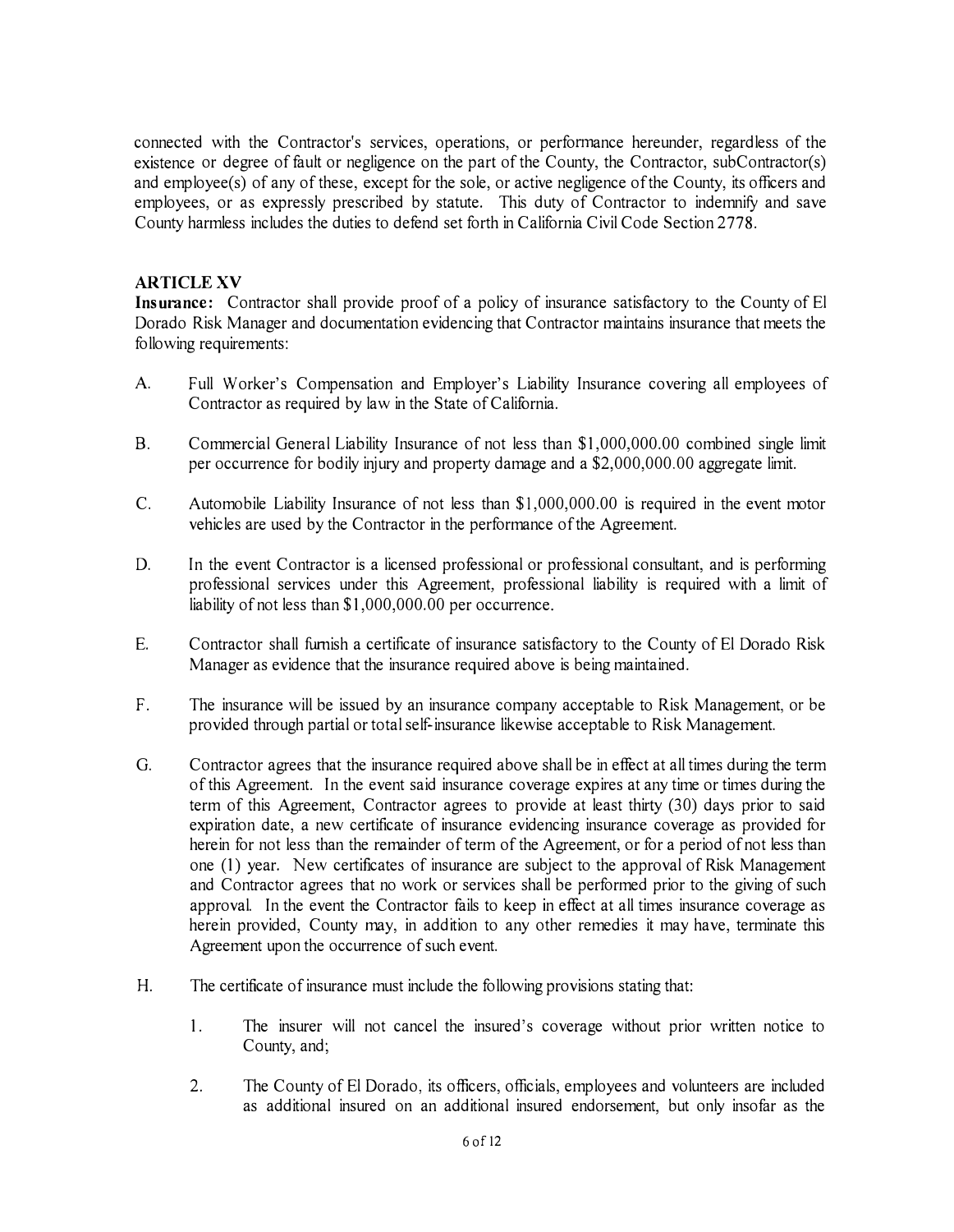connected with the Contractor's services, operations, or performance hereunder, regardless of the existence or degree of fault or negligence on the part of the County, the Contractor, subContractor(s) and employee(s) of any of these, except for the sole, or active negligence of the County, its officers and employees, or as expressly prescribed by statute. This duty of Contractor to indemnify and save County harmless includes the duties to defend set forth in California Civil Code Section 2778.

**ARTICLE XV**

**Insurance:** Contractor shall provide proof of a policy of insurance satisfactory to the County of El Dorado Risk Manager and documentation evidencing that Contractor maintains insurance that meets the following requirements:

A. Full Worker's Compensation and Employer's Liability Insurance covering all employees of Contractor as required by law in the State of California.

B. Commercial General Liability Insurance of not less than $1,000,000.00 combined single limit per occurrence for bodily injury and property damage and a $2,000,000.00 aggregate limit.

C. Automobile Liability Insurance of not less than $1,000,000.00 is required in the event motor vehicles are used by the Contractor in the performance of the Agreement.

D. In the event Contractor is a licensed professional or professional consultant, and is performing professional services under this Agreement, professional liability is required with a limit of liability of not less than $1,000,000.00 per occurrence.

E. Contractor shall furnish a certificate of insurance satisfactory to the County of El Dorado Risk Manager as evidence that the insurance required above is being maintained.

F. The insurance will be issued by an insurance company acceptable to Risk Management, or be provided through partial or total self-insurance likewise acceptable to Risk Management.

G. Contractor agrees that the insurance required above shall be in effect at all times during the term of this Agreement. In the event said insurance coverage expires at any time or times during the term of this Agreement, Contractor agrees to provide at least thirty (30) days prior to said expiration date, a new certificate of insurance evidencing insurance coverage as provided for herein for not less than the remainder of term of the Agreement, or for a period of not less than one (1) year. New certificates of insurance are subject to the approval of Risk Management and Contractor agrees that no work or services shall be performed prior to the giving of such approval. In the event the Contractor fails to keep in effect at all times insurance coverage as herein provided, County may, in addition to any other remedies it may have, terminate this Agreement upon the occurrence of such event.

H. The certificate of insurance must include the following provisions stating that:

1. The insurer will not cancel the insured's coverage without prior written notice to County, and;

2. The County of El Dorado, its officers, officials, employees and volunteers are included as additional insured on an additional insured endorsement, but only insofar as the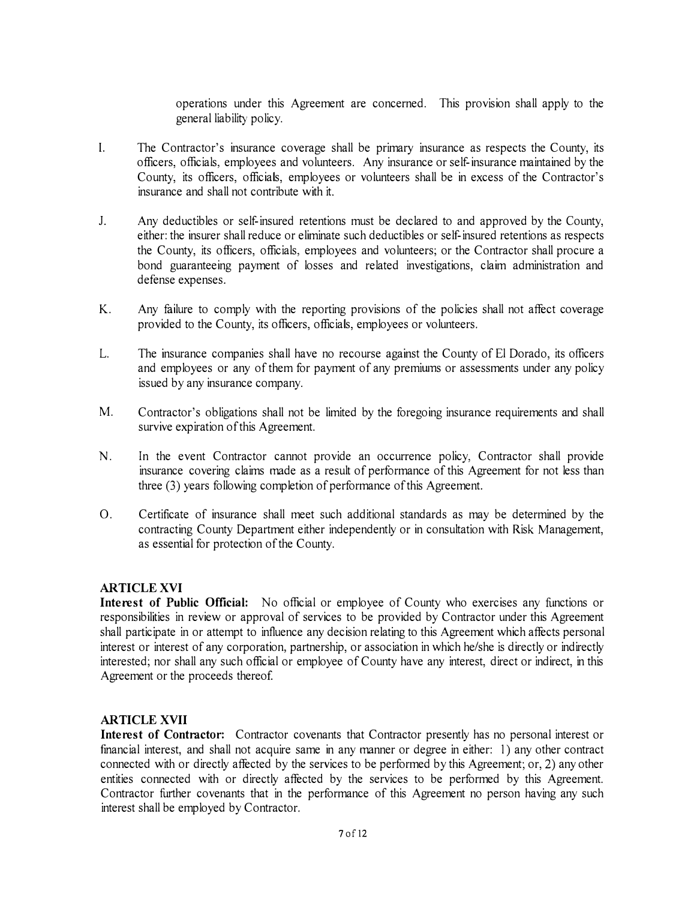operations under this Agreement are concerned. This provision shall apply to the general liability policy.

I. The Contractor's insurance coverage shall be primary insurance as respects the County, its officers, officials, employees and volunteers. Any insurance or self-insurance maintained by the County, its officers, officials, employees or volunteers shall be in excess of the Contractor's insurance and shall not contribute with it.

J. Any deductibles or self-insured retentions must be declared to and approved by the County, either: the insurer shall reduce or eliminate such deductibles or self-insured retentions as respects the County, its officers, officials, employees and volunteers; or the Contractor shall procure a bond guaranteeing payment of losses and related investigations, claim administration and defense expenses.

K. Any failure to comply with the reporting provisions of the policies shall not affect coverage provided to the County, its officers, officials, employees or volunteers.

L. The insurance companies shall have no recourse against the County of El Dorado, its officers and employees or any of them for payment of any premiums or assessments under any policy issued by any insurance company.

M. Contractor's obligations shall not be limited by the foregoing insurance requirements and shall survive expiration of this Agreement.

N. In the event Contractor cannot provide an occurrence policy, Contractor shall provide insurance covering claims made as a result of performance of this Agreement for not less than three (3) years following completion of performance of this Agreement.

O. Certificate of insurance shall meet such additional standards as may be determined by the contracting County Department either independently or in consultation with Risk Management, as essential for protection of the County.

**ARTICLE XVI**

**Interest of Public Official:** No official or employee of County who exercises any functions or responsibilities in review or approval of services to be provided by Contractor under this Agreement shall participate in or attempt to influence any decision relating to this Agreement which affects personal interest or interest of any corporation, partnership, or association in which he/she is directly or indirectly interested; nor shall any such official or employee of County have any interest, direct or indirect, in this Agreement or the proceeds thereof.

**ARTICLE XVII**

**Interest of Contractor:** Contractor covenants that Contractor presently has no personal interest or financial interest, and shall not acquire same in any manner or degree in either: 1) any other contract connected with or directly affected by the services to be performed by this Agreement; or, 2) any other entities connected with or directly affected by the services to be performed by this Agreement. Contractor further covenants that in the performance of this Agreement no person having any such interest shall be employed by Contractor.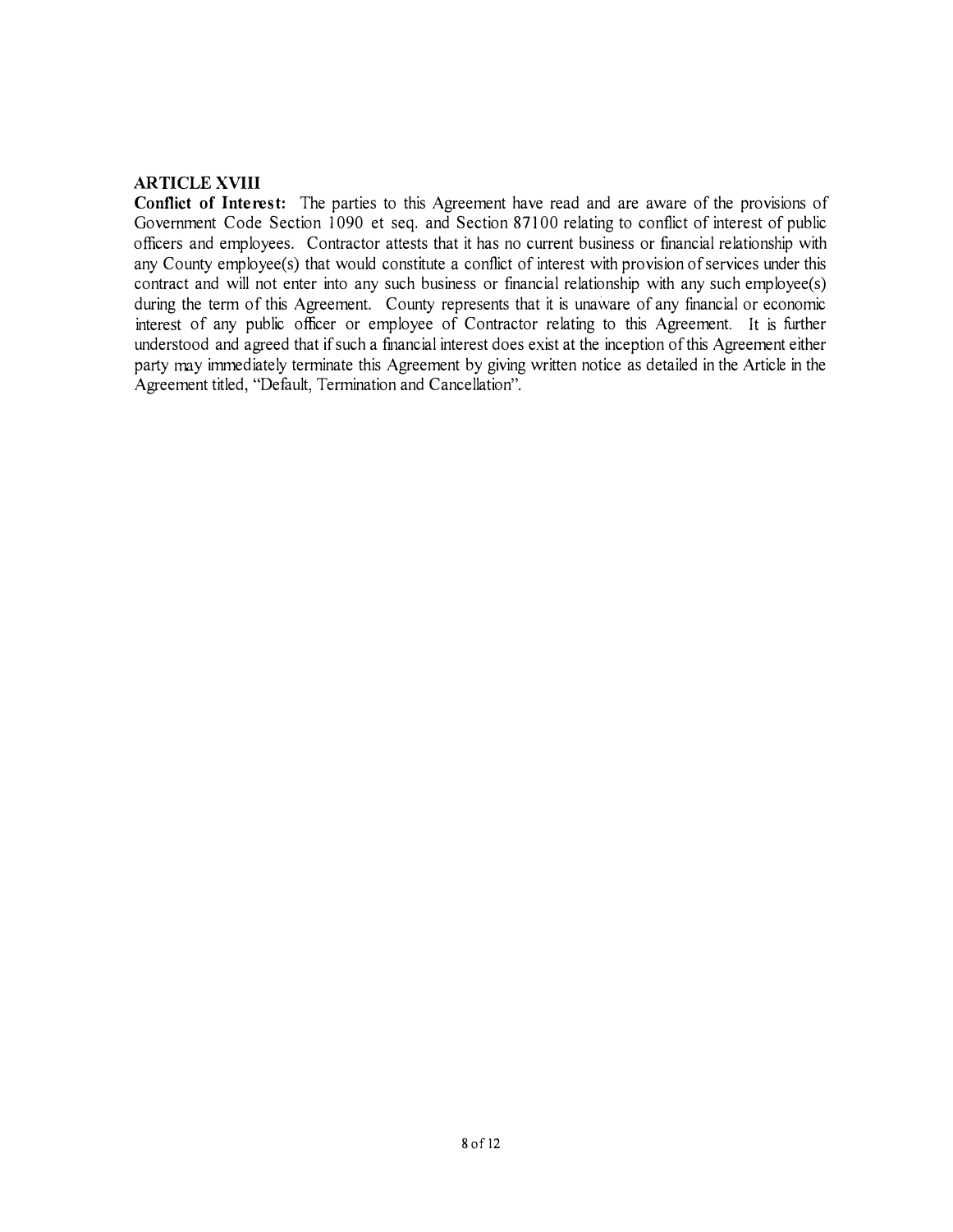**ARTICLE XVIII**

**Conflict of Interest:** The parties to this Agreement have read and are aware of the provisions of Government Code Section 1090 et seq. and Section 87100 relating to conflict of interest of public officers and employees. Contractor attests that it has no current business or financial relationship with any County employee(s) that would constitute a conflict of interest with provision of services under this contract and will not enter into any such business or financial relationship with any such employee(s) during the term of this Agreement. County represents that it is unaware of any financial or economic interest of any public officer or employee of Contractor relating to this Agreement. It is further understood and agreed that if such a financial interest does exist at the inception of this Agreement either party may immediately terminate this Agreement by giving written notice as detailed in the Article in the Agreement titled, "Default, Termination and Cancellation".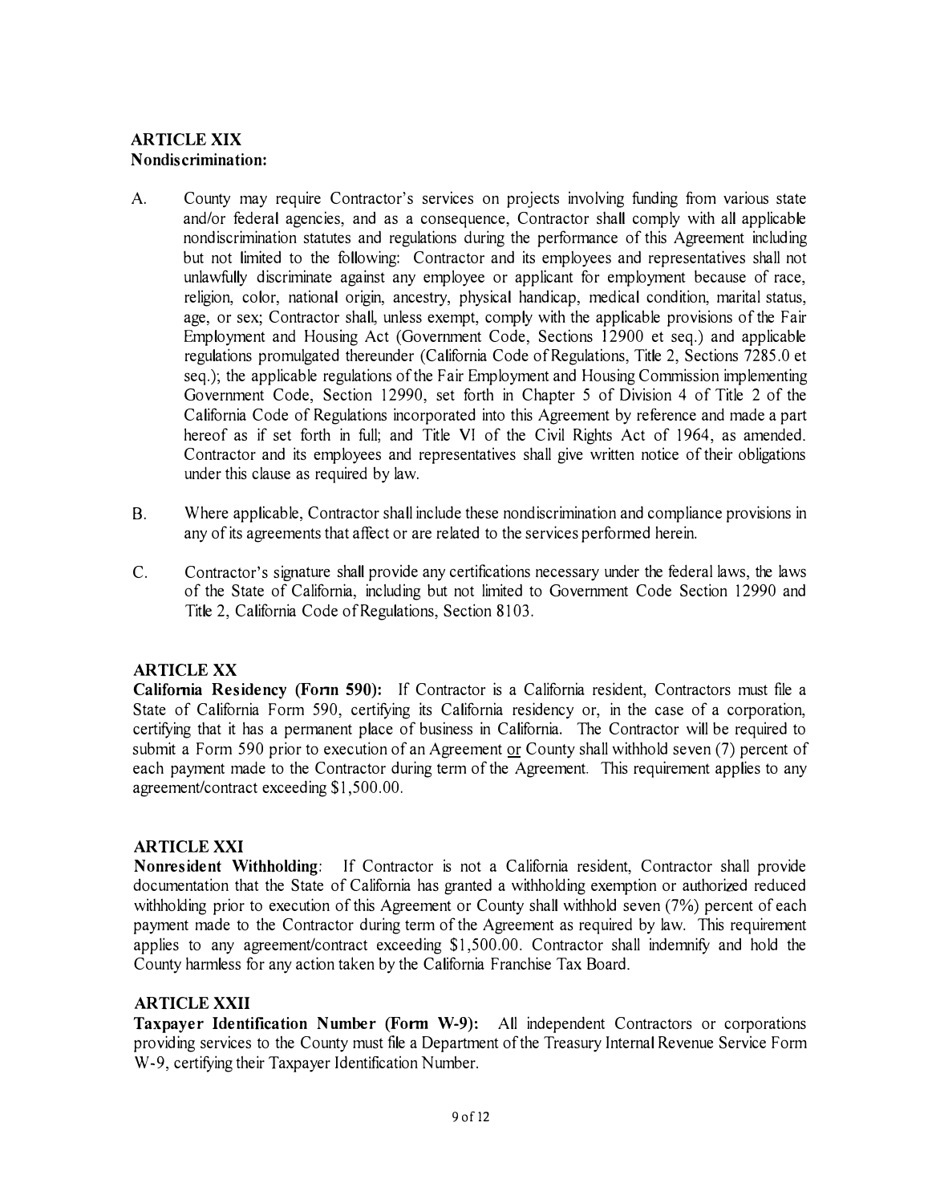## ARTICLE XIX
**Nondiscrimination:**

A. County may require Contractor's services on projects involving funding from various state and/or federal agencies, and as a consequence, Contractor shall comply with all applicable nondiscrimination statutes and regulations during the performance of this Agreement including but not limited to the following: Contractor and its employees and representatives shall not unlawfully discriminate against any employee or applicant for employment because of race, religion, color, national origin, ancestry, physical handicap, medical condition, marital status, age, or sex; Contractor shall, unless exempt, comply with the applicable provisions of the Fair Employment and Housing Act (Government Code, Sections 12900 et seq.) and applicable regulations promulgated thereunder (California Code of Regulations, Title 2, Sections 7285.0 et seq.); the applicable regulations of the Fair Employment and Housing Commission implementing Government Code, Section 12990, set forth in Chapter 5 of Division 4 of Title 2 of the California Code of Regulations incorporated into this Agreement by reference and made a part hereof as if set forth in full; and Title VI of the Civil Rights Act of 1964, as amended. Contractor and its employees and representatives shall give written notice of their obligations under this clause as required by law.

B. Where applicable, Contractor shall include these nondiscrimination and compliance provisions in any of its agreements that affect or are related to the services performed herein.

C. Contractor's signature shall provide any certifications necessary under the federal laws, the laws of the State of California, including but not limited to Government Code Section 12990 and Title 2, California Code of Regulations, Section 8103.

## ARTICLE XX
**California Residency (Form 590):** If Contractor is a California resident, Contractors must file a State of California Form 590, certifying its California residency or, in the case of a corporation, certifying that it has a permanent place of business in California. The Contractor will be required to submit a Form 590 prior to execution of an Agreement or County shall withhold seven (7) percent of each payment made to the Contractor during term of the Agreement. This requirement applies to any agreement/contract exceeding $1,500.00.

## ARTICLE XXI
**Nonresident Withholding**: If Contractor is not a California resident, Contractor shall provide documentation that the State of California has granted a withholding exemption or authorized reduced withholding prior to execution of this Agreement or County shall withhold seven (7%) percent of each payment made to the Contractor during term of the Agreement as required by law. This requirement applies to any agreement/contract exceeding $1,500.00. Contractor shall indemnify and hold the County harmless for any action taken by the California Franchise Tax Board.

## ARTICLE XXII
**Taxpayer Identification Number (Form W-9):** All independent Contractors or corporations providing services to the County must file a Department of the Treasury Internal Revenue Service Form W-9, certifying their Taxpayer Identification Number.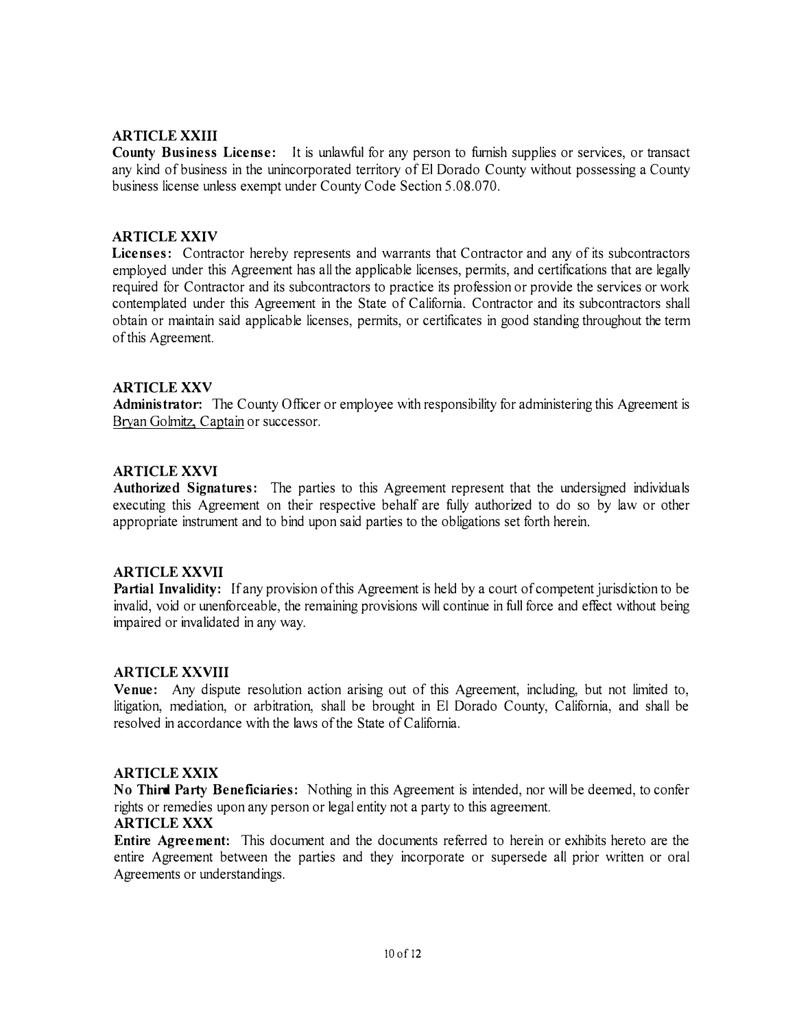**ARTICLE XXIII**

**County Business License:** It is unlawful for any person to furnish supplies or services, or transact any kind of business in the unincorporated territory of El Dorado County without possessing a County business license unless exempt under County Code Section 5.08.070.

**ARTICLE XXIV**

**Licenses:** Contractor hereby represents and warrants that Contractor and any of its subcontractors employed under this Agreement has all the applicable licenses, permits, and certifications that are legally required for Contractor and its subcontractors to practice its profession or provide the services or work contemplated under this Agreement in the State of California. Contractor and its subcontractors shall obtain or maintain said applicable licenses, permits, or certificates in good standing throughout the term of this Agreement.

**ARTICLE XXV**

**Administrator:** The County Officer or employee with responsibility for administering this Agreement is Bryan Golmitz, Captain or successor.

**ARTICLE XXVI**

**Authorized Signatures:** The parties to this Agreement represent that the undersigned individuals executing this Agreement on their respective behalf are fully authorized to do so by law or other appropriate instrument and to bind upon said parties to the obligations set forth herein.

**ARTICLE XXVII**

**Partial Invalidity:** If any provision of this Agreement is held by a court of competent jurisdiction to be invalid, void or unenforceable, the remaining provisions will continue in full force and effect without being impaired or invalidated in any way.

**ARTICLE XXVIII**

**Venue:** Any dispute resolution action arising out of this Agreement, including, but not limited to, litigation, mediation, or arbitration, shall be brought in El Dorado County, California, and shall be resolved in accordance with the laws of the State of California.

**ARTICLE XXIX**

**No Third Party Beneficiaries:** Nothing in this Agreement is intended, nor will be deemed, to confer rights or remedies upon any person or legal entity not a party to this agreement.

**ARTICLE XXX**

**Entire Agreement:** This document and the documents referred to herein or exhibits hereto are the entire Agreement between the parties and they incorporate or supersede all prior written or oral Agreements or understandings.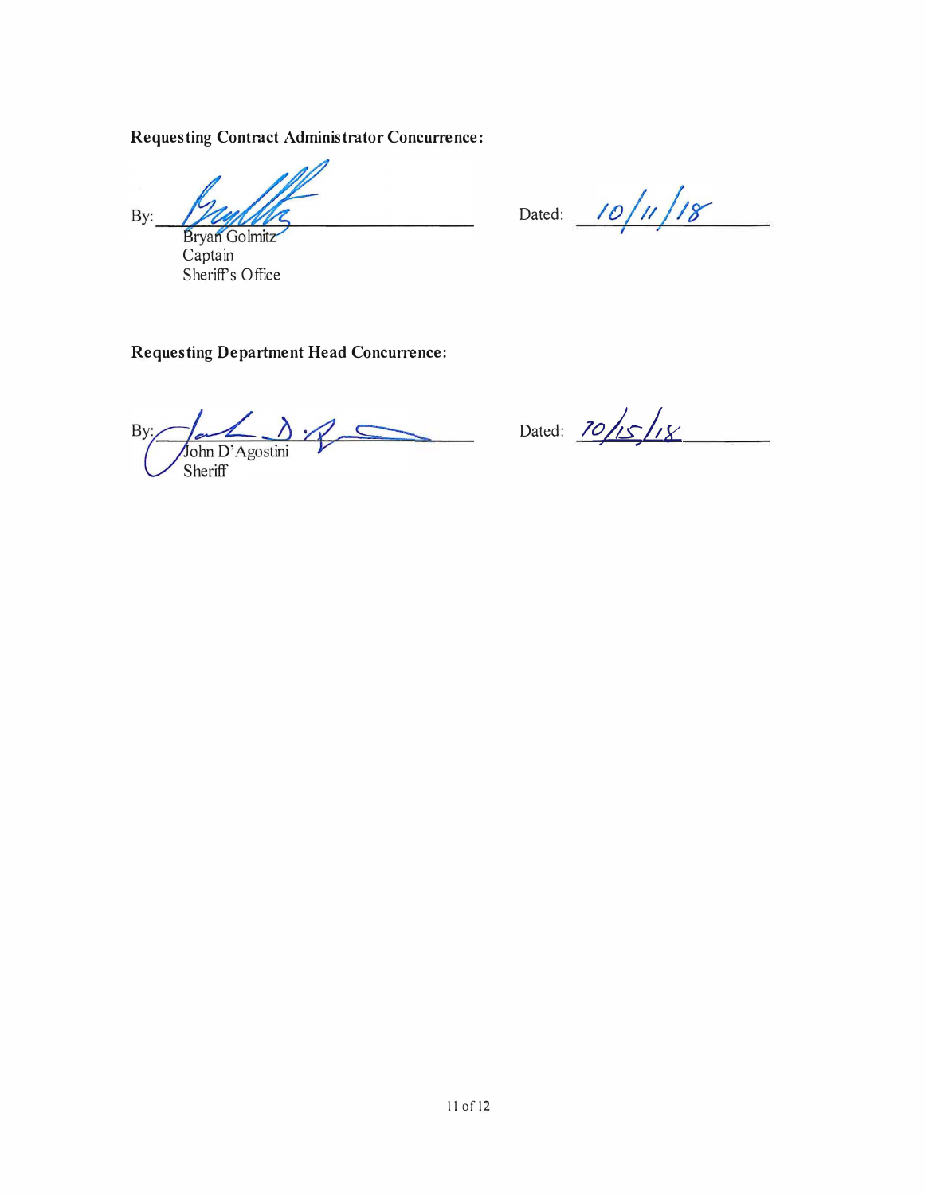**Requesting Contract Administrator Concurrence:**

By: ______________________________ Dated: 10/11/18

Bryan Golmitz
Captain
Sheriff's Office

**Requesting Department Head Concurrence:**

By: ______________________________ Dated: 10/15/18

John D'Agostini
Sheriff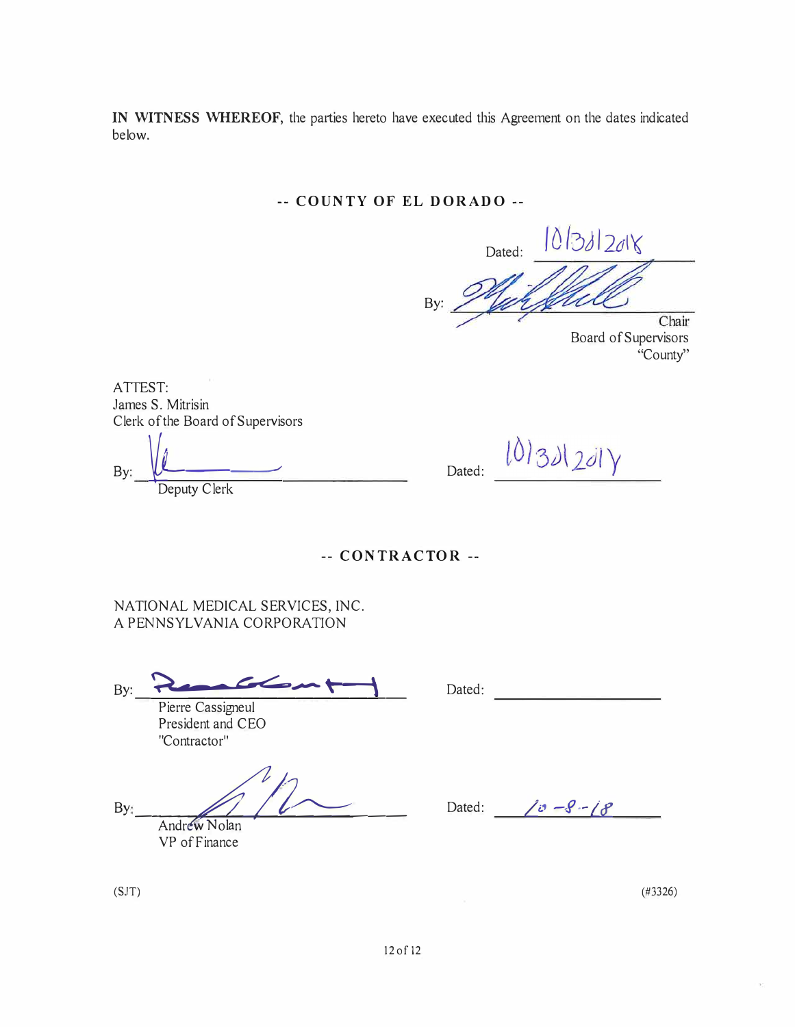**IN WITNESS WHEREOF**, the parties hereto have executed this Agreement on the dates indicated below.

**-- COUNTY OF EL DORADO --**

Dated: 10/30/2018

By: ______________________
Chair
Board of Supervisors
"County"

ATTEST:
James S. Mitrisin
Clerk of the Board of Supervisors

By: ______________________ Dated: 10/30/2018
Deputy Clerk

**-- CONTRACTOR --**

NATIONAL MEDICAL SERVICES, INC.
A PENNSYLVANIA CORPORATION

By: ______________________ Dated: ______________________
Pierre Cassigneul
President and CEO
"Contractor"

By: ______________________ Dated: 10-8-18
Andrew Nolan
VP of Finance

(SJT) (#3326)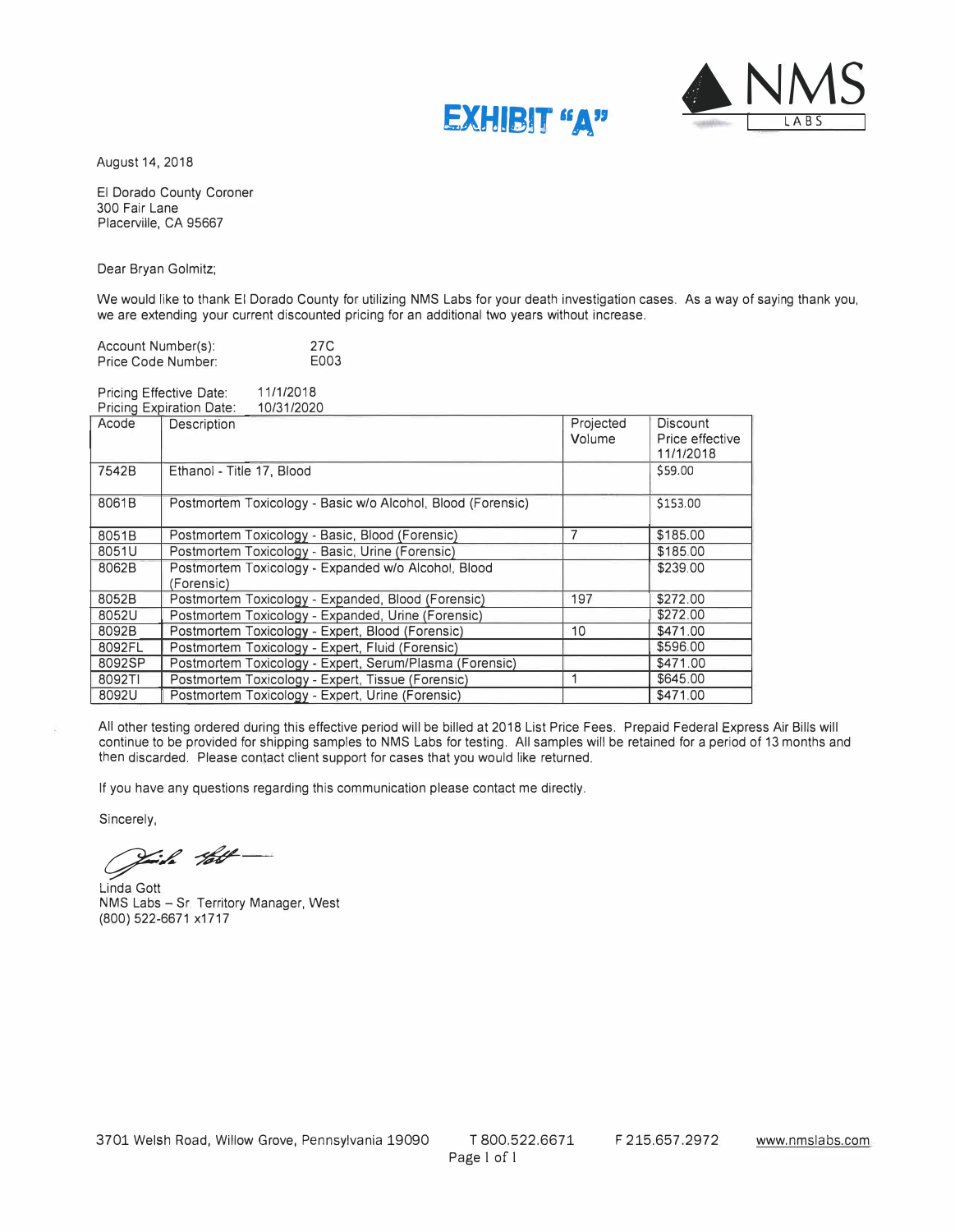# EXHIBIT "A"

NMS LABS

August 14, 2018

El Dorado County Coroner
300 Fair Lane
Placerville, CA 95667

Dear Bryan Golmitz;

We would like to thank El Dorado County for utilizing NMS Labs for your death investigation cases. As a way of saying thank you, we are extending your current discounted pricing for an additional two years without increase.

Account Number(s): 27C
Price Code Number: E003

Pricing Effective Date: 11/1/2018
Pricing Expiration Date: 10/31/2020

| Acode | Description | Projected Volume | Discount Price effective 11/1/2018 |
|---|---|---|---|
| 7542B | Ethanol - Title 17, Blood | | $59.00 |
| 8061B | Postmortem Toxicology - Basic w/o Alcohol, Blood (Forensic) | | $153.00 |
| 8051B | Postmortem Toxicology - Basic, Blood (Forensic) | 7 | $185.00 |
| 8051U | Postmortem Toxicology - Basic, Urine (Forensic) | | $185.00 |
| 8062B | Postmortem Toxicology - Expanded w/o Alcohol, Blood (Forensic) | | $239.00 |
| 8052B | Postmortem Toxicology - Expanded, Blood (Forensic) | 197 | $272.00 |
| 8052U | Postmortem Toxicology - Expanded, Urine (Forensic) | | $272.00 |
| 8092B | Postmortem Toxicology - Expert, Blood (Forensic) | 10 | $471.00 |
| 8092FL | Postmortem Toxicology - Expert, Fluid (Forensic) | | $596.00 |
| 8092SP | Postmortem Toxicology - Expert, Serum/Plasma (Forensic) | | $471.00 |
| 8092TI | Postmortem Toxicology - Expert, Tissue (Forensic) | 1 | $645.00 |
| 8092U | Postmortem Toxicology - Expert, Urine (Forensic) | | $471.00 |

All other testing ordered during this effective period will be billed at 2018 List Price Fees. Prepaid Federal Express Air Bills will continue to be provided for shipping samples to NMS Labs for testing. All samples will be retained for a period of 13 months and then discarded. Please contact client support for cases that you would like returned.

If you have any questions regarding this communication please contact me directly.

Sincerely,

Linda Gott
NMS Labs – Sr. Territory Manager, West
(800) 522-6671 x1717

3701 Welsh Road, Willow Grove, Pennsylvania 19090 T 800.522.6671 F 215.657.2972 www.nmslabs.com